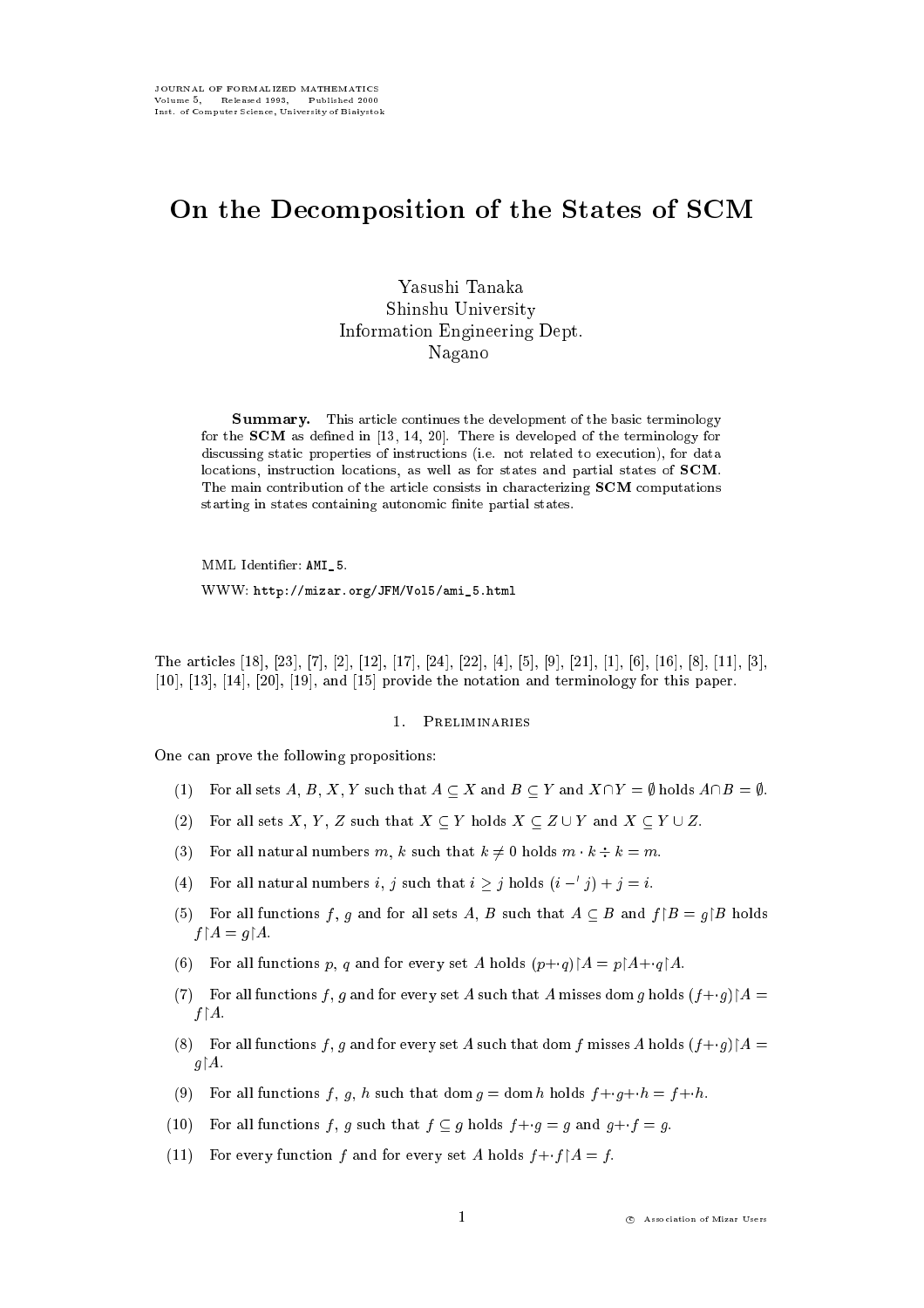# On the Decomposition of the States of SCM

Yasushi Tanaka
Shinshu University
Information Engineering Dept.
Nagano

**Summary.** This article continues the development of the basic terminology for the **SCM** as defined in [13, 14, 20]. There is developed of the terminology for discussing static properties of instructions (i.e. not related to execution), for data locations, instruction locations, as well as for states and partial states of **SCM**. The main contribution of the article consists in characterizing **SCM** computations starting in states containing autonomic finite partial states.

MML Identifier: AMI_5.

WWW: http://mizar.org/JFM/Vol5/ami_5.html

The articles [18], [23], [7], [2], [12], [17], [24], [22], [4], [5], [9], [21], [1], [6], [16], [8], [11], [3], [10], [13], [14], [20], [19], and [15] provide the notation and terminology for this paper.

## 1. Preliminaries

One can prove the following propositions:

(1) For all sets $A$, $B$, $X$, $Y$ such that $A \subseteq X$ and $B \subseteq Y$ and $X \cap Y = \emptyset$ holds $A \cap B = \emptyset$.

(2) For all sets $X$, $Y$, $Z$ such that $X \subseteq Y$ holds $X \subseteq Z \cup Y$ and $X \subseteq Y \cup Z$.

(3) For all natural numbers $m$, $k$ such that $k \neq 0$ holds $m \cdot k \div k = m$.

(4) For all natural numbers $i$, $j$ such that $i \geq j$ holds $(i -' j) + j = i$.

(5) For all functions $f$, $g$ and for all sets $A$, $B$ such that $A \subseteq B$ and $f \restriction B = g \restriction B$ holds $f \restriction A = g \restriction A$.

(6) For all functions $p$, $q$ and for every set $A$ holds $(p {+}\cdot q) \restriction A = p \restriction A {+}\cdot q \restriction A$.

(7) For all functions $f$, $g$ and for every set $A$ such that $A$ misses $\operatorname{dom} g$ holds $(f {+}\cdot g) \restriction A = f \restriction A$.

(8) For all functions $f$, $g$ and for every set $A$ such that $\operatorname{dom} f$ misses $A$ holds $(f {+}\cdot g) \restriction A = g \restriction A$.

(9) For all functions $f$, $g$, $h$ such that $\operatorname{dom} g = \operatorname{dom} h$ holds $f {+}\cdot g {+}\cdot h = f {+}\cdot h$.

(10) For all functions $f$, $g$ such that $f \subseteq g$ holds $f {+}\cdot g = g$ and $g {+}\cdot f = g$.

(11) For every function $f$ and for every set $A$ holds $f {+}\cdot f \restriction A = f$.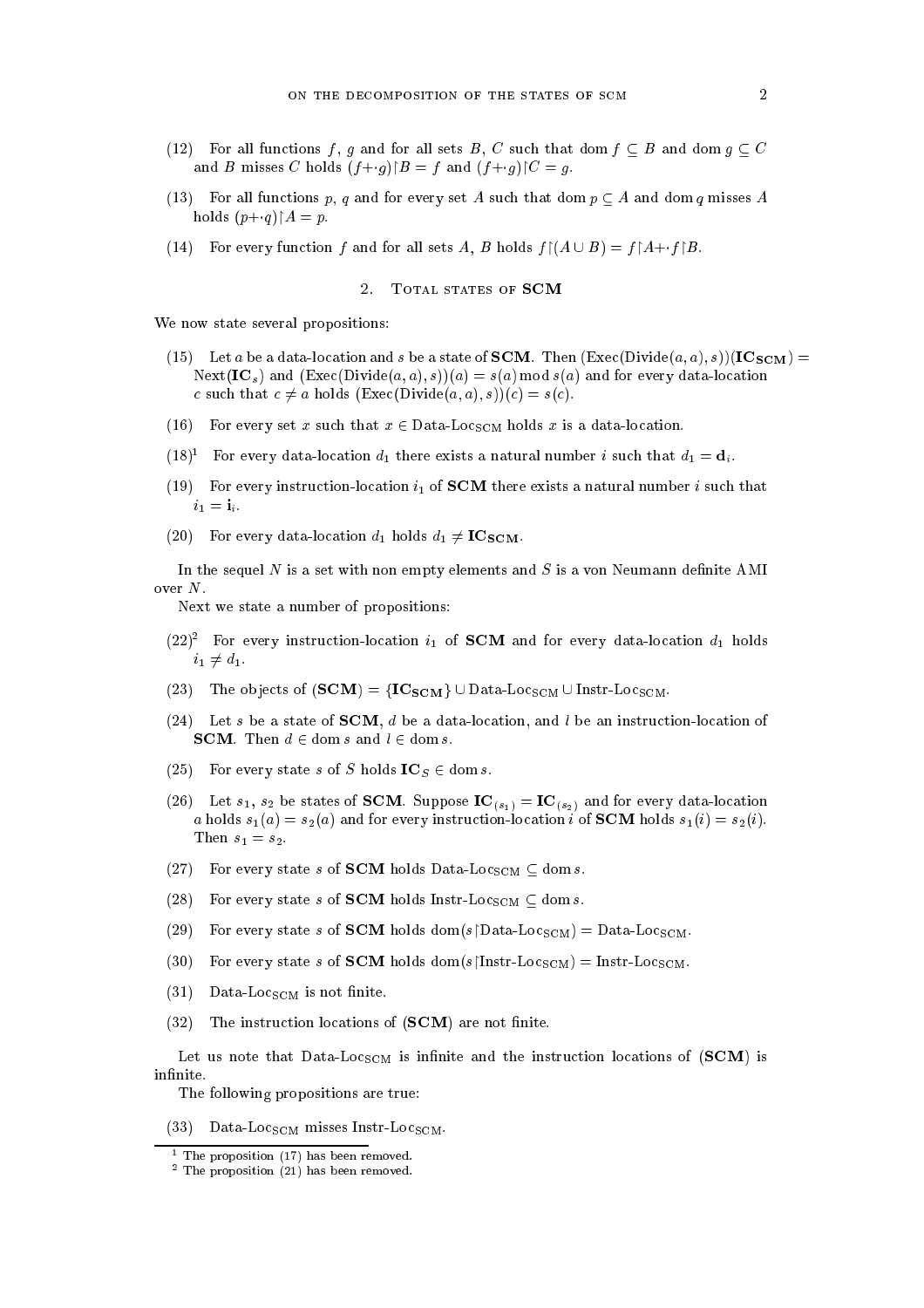(12) For all functions $f$, $g$ and for all sets $B$, $C$ such that $\operatorname{dom} f \subseteq B$ and $\operatorname{dom} g \subseteq C$ and $B$ misses $C$ holds $(f{+}\!\cdot g) \restriction B = f$ and $(f{+}\!\cdot g) \restriction C = g$.

(13) For all functions $p$, $q$ and for every set $A$ such that $\operatorname{dom} p \subseteq A$ and $\operatorname{dom} q$ misses $A$ holds $(p{+}\!\cdot q) \restriction A = p$.

(14) For every function $f$ and for all sets $A$, $B$ holds $f \restriction (A \cup B) = f \restriction A {+}\!\cdot f \restriction B$.

## 2. Total states of SCM

We now state several propositions:

(15) Let $a$ be a data-location and $s$ be a state of **SCM**. Then $(\operatorname{Exec}(\operatorname{Divide}(a, a), s))(\mathbf{IC_{SCM}}) = \operatorname{Next}(\mathbf{IC}_s)$ and $(\operatorname{Exec}(\operatorname{Divide}(a, a), s))(a) = s(a) \operatorname{mod} s(a)$ and for every data-location $c$ such that $c \neq a$ holds $(\operatorname{Exec}(\operatorname{Divide}(a, a), s))(c) = s(c)$.

(16) For every set $x$ such that $x \in \text{Data-Loc}_{\text{SCM}}$ holds $x$ is a data-location.

(18)[1] For every data-location $d_1$ there exists a natural number $i$ such that $d_1 = \mathbf{d}_i$.

(19) For every instruction-location $i_1$ of **SCM** there exists a natural number $i$ such that $i_1 = \mathbf{i}_i$.

(20) For every data-location $d_1$ holds $d_1 \neq \mathbf{IC_{SCM}}$.

In the sequel $N$ is a set with non empty elements and $S$ is a von Neumann definite AMI over $N$.

Next we state a number of propositions:

(22)[2] For every instruction-location $i_1$ of **SCM** and for every data-location $d_1$ holds $i_1 \neq d_1$.

(23) The objects of $(\mathbf{SCM}) = \{\mathbf{IC_{SCM}}\} \cup \text{Data-Loc}_{\text{SCM}} \cup \text{Instr-Loc}_{\text{SCM}}$.

(24) Let $s$ be a state of **SCM**, $d$ be a data-location, and $l$ be an instruction-location of **SCM**. Then $d \in \operatorname{dom} s$ and $l \in \operatorname{dom} s$.

(25) For every state $s$ of $S$ holds $\mathbf{IC}_S \in \operatorname{dom} s$.

(26) Let $s_1$, $s_2$ be states of **SCM**. Suppose $\mathbf{IC}_{(s_1)} = \mathbf{IC}_{(s_2)}$ and for every data-location $a$ holds $s_1(a) = s_2(a)$ and for every instruction-location $i$ of **SCM** holds $s_1(i) = s_2(i)$. Then $s_1 = s_2$.

(27) For every state $s$ of **SCM** holds $\text{Data-Loc}_{\text{SCM}} \subseteq \operatorname{dom} s$.

(28) For every state $s$ of **SCM** holds $\text{Instr-Loc}_{\text{SCM}} \subseteq \operatorname{dom} s$.

(29) For every state $s$ of **SCM** holds $\operatorname{dom}(s \restriction \text{Data-Loc}_{\text{SCM}}) = \text{Data-Loc}_{\text{SCM}}$.

(30) For every state $s$ of **SCM** holds $\operatorname{dom}(s \restriction \text{Instr-Loc}_{\text{SCM}}) = \text{Instr-Loc}_{\text{SCM}}$.

(31) $\text{Data-Loc}_{\text{SCM}}$ is not finite.

(32) The instruction locations of (**SCM**) are not finite.

Let us note that $\text{Data-Loc}_{\text{SCM}}$ is infinite and the instruction locations of (**SCM**) is infinite.

The following propositions are true:

(33) $\text{Data-Loc}_{\text{SCM}}$ misses $\text{Instr-Loc}_{\text{SCM}}$.

---

[1] The proposition (17) has been removed.

[2] The proposition (21) has been removed.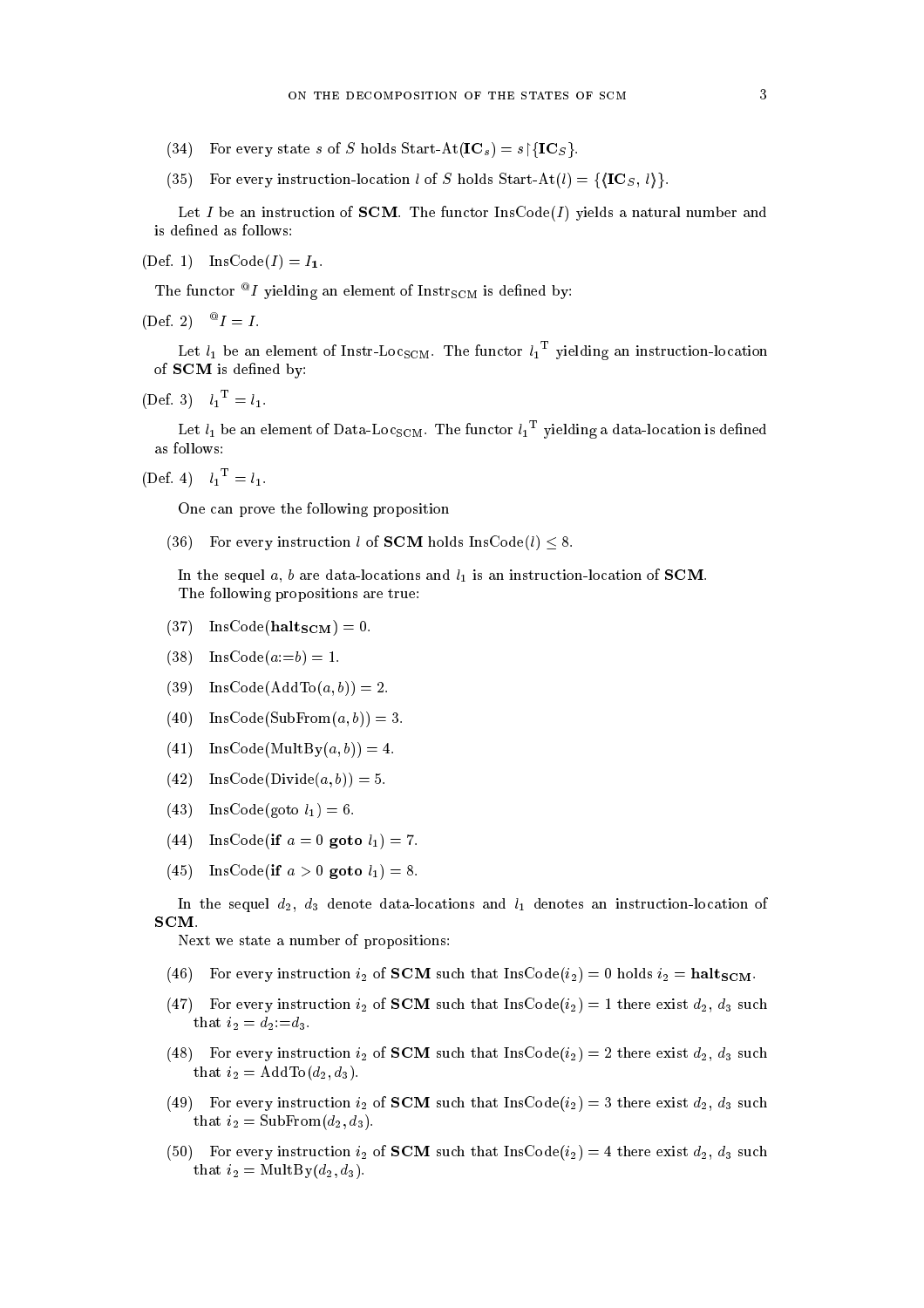(34) For every state $s$ of $S$ holds Start-At($\mathbf{IC}_s$) $= s \restriction \{\mathbf{IC}_S\}$.

(35) For every instruction-location $l$ of $S$ holds Start-At($l$) $= \{\langle \mathbf{IC}_S, l \rangle\}$.

Let $I$ be an instruction of **SCM**. The functor InsCode($I$) yields a natural number and is defined as follows:

(Def. 1) InsCode($I$) $= I_{\mathbf{1}}$.

The functor ${}^{@}I$ yielding an element of $\mathrm{Instr}_{\mathrm{SCM}}$ is defined by:

(Def. 2) ${}^{@}I = I$.

Let $l_1$ be an element of Instr-$\mathrm{Loc}_{\mathrm{SCM}}$. The functor ${l_1}^{\mathrm{T}}$ yielding an instruction-location of **SCM** is defined by:

(Def. 3) ${l_1}^{\mathrm{T}} = l_1$.

Let $l_1$ be an element of Data-$\mathrm{Loc}_{\mathrm{SCM}}$. The functor ${l_1}^{\mathrm{T}}$ yielding a data-location is defined as follows:

(Def. 4) ${l_1}^{\mathrm{T}} = l_1$.

One can prove the following proposition

(36) For every instruction $l$ of **SCM** holds InsCode($l$) $\leq 8$.

In the sequel $a$, $b$ are data-locations and $l_1$ is an instruction-location of **SCM**.

The following propositions are true:

(37) InsCode($\mathbf{halt}_{\mathbf{SCM}}$) $= 0$.

(38) InsCode($a$:=$b$) $= 1$.

(39) InsCode(AddTo($a, b$)) $= 2$.

(40) InsCode(SubFrom($a, b$)) $= 3$.

(41) InsCode(MultBy($a, b$)) $= 4$.

(42) InsCode(Divide($a, b$)) $= 5$.

(43) InsCode(goto $l_1$) $= 6$.

(44) InsCode(**if** $a = 0$ **goto** $l_1$) $= 7$.

(45) InsCode(**if** $a > 0$ **goto** $l_1$) $= 8$.

In the sequel $d_2$, $d_3$ denote data-locations and $l_1$ denotes an instruction-location of **SCM**.

Next we state a number of propositions:

(46) For every instruction $i_2$ of **SCM** such that InsCode($i_2$) $= 0$ holds $i_2 = \mathbf{halt}_{\mathbf{SCM}}$.

(47) For every instruction $i_2$ of **SCM** such that InsCode($i_2$) $= 1$ there exist $d_2$, $d_3$ such that $i_2 = d_2$:=$d_3$.

(48) For every instruction $i_2$ of **SCM** such that InsCode($i_2$) $= 2$ there exist $d_2$, $d_3$ such that $i_2 =$ AddTo($d_2, d_3$).

(49) For every instruction $i_2$ of **SCM** such that InsCode($i_2$) $= 3$ there exist $d_2$, $d_3$ such that $i_2 =$ SubFrom($d_2, d_3$).

(50) For every instruction $i_2$ of **SCM** such that InsCode($i_2$) $= 4$ there exist $d_2$, $d_3$ such that $i_2 =$ MultBy($d_2, d_3$).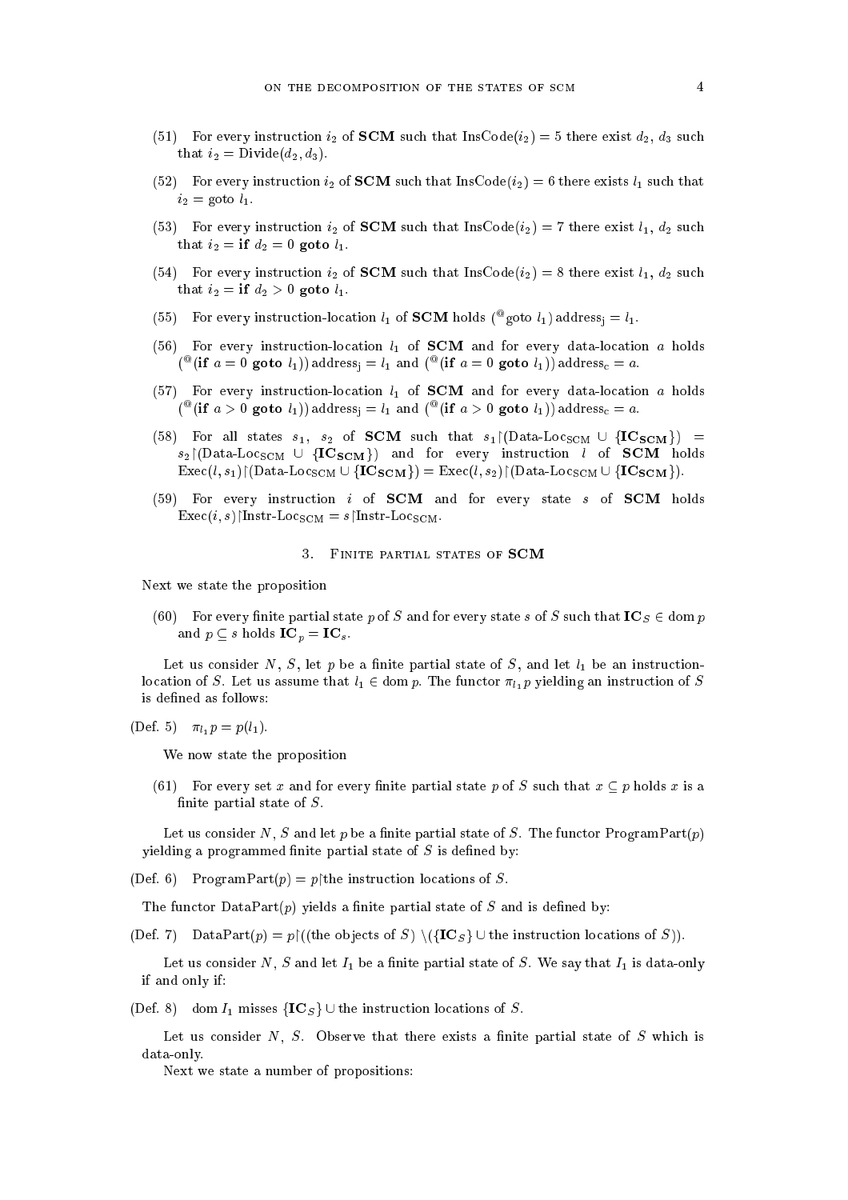(51) For every instruction $i_2$ of **SCM** such that $\mathrm{InsCode}(i_2) = 5$ there exist $d_2$, $d_3$ such that $i_2 = \mathrm{Divide}(d_2, d_3)$.

(52) For every instruction $i_2$ of **SCM** such that $\mathrm{InsCode}(i_2) = 6$ there exists $l_1$ such that $i_2 = \mathrm{goto}\ l_1$.

(53) For every instruction $i_2$ of **SCM** such that $\mathrm{InsCode}(i_2) = 7$ there exist $l_1$, $d_2$ such that $i_2 = \mathbf{if}\ d_2 = 0\ \mathbf{goto}\ l_1$.

(54) For every instruction $i_2$ of **SCM** such that $\mathrm{InsCode}(i_2) = 8$ there exist $l_1$, $d_2$ such that $i_2 = \mathbf{if}\ d_2 > 0\ \mathbf{goto}\ l_1$.

(55) For every instruction-location $l_1$ of **SCM** holds $({}^{@}\mathrm{goto}\ l_1)\,\mathrm{address_j} = l_1$.

(56) For every instruction-location $l_1$ of **SCM** and for every data-location $a$ holds $({}^{@}(\mathbf{if}\ a = 0\ \mathbf{goto}\ l_1))\,\mathrm{address_j} = l_1$ and $({}^{@}(\mathbf{if}\ a = 0\ \mathbf{goto}\ l_1))\,\mathrm{address_c} = a$.

(57) For every instruction-location $l_1$ of **SCM** and for every data-location $a$ holds $({}^{@}(\mathbf{if}\ a > 0\ \mathbf{goto}\ l_1))\,\mathrm{address_j} = l_1$ and $({}^{@}(\mathbf{if}\ a > 0\ \mathbf{goto}\ l_1))\,\mathrm{address_c} = a$.

(58) For all states $s_1$, $s_2$ of **SCM** such that $s_1 \restriction (\mathrm{Data\text{-}Loc_{SCM}} \cup \{\mathbf{IC_{SCM}}\}) = s_2 \restriction (\mathrm{Data\text{-}Loc_{SCM}} \cup \{\mathbf{IC_{SCM}}\})$ and for every instruction $l$ of **SCM** holds $\mathrm{Exec}(l, s_1) \restriction (\mathrm{Data\text{-}Loc_{SCM}} \cup \{\mathbf{IC_{SCM}}\}) = \mathrm{Exec}(l, s_2) \restriction (\mathrm{Data\text{-}Loc_{SCM}} \cup \{\mathbf{IC_{SCM}}\})$.

(59) For every instruction $i$ of **SCM** and for every state $s$ of **SCM** holds $\mathrm{Exec}(i, s) \restriction \mathrm{Instr\text{-}Loc_{SCM}} = s \restriction \mathrm{Instr\text{-}Loc_{SCM}}$.

## 3. Finite partial states of SCM

Next we state the proposition

(60) For every finite partial state $p$ of $S$ and for every state $s$ of $S$ such that $\mathbf{IC}_S \in \mathrm{dom}\, p$ and $p \subseteq s$ holds $\mathbf{IC}_p = \mathbf{IC}_s$.

Let us consider $N$, $S$, let $p$ be a finite partial state of $S$, and let $l_1$ be an instruction-location of $S$. Let us assume that $l_1 \in \mathrm{dom}\, p$. The functor $\pi_{l_1} p$ yielding an instruction of $S$ is defined as follows:

(Def. 5) $\pi_{l_1} p = p(l_1)$.

We now state the proposition

(61) For every set $x$ and for every finite partial state $p$ of $S$ such that $x \subseteq p$ holds $x$ is a finite partial state of $S$.

Let us consider $N$, $S$ and let $p$ be a finite partial state of $S$. The functor $\mathrm{ProgramPart}(p)$ yielding a programmed finite partial state of $S$ is defined by:

(Def. 6) $\mathrm{ProgramPart}(p) = p \restriction$the instruction locations of $S$.

The functor $\mathrm{DataPart}(p)$ yields a finite partial state of $S$ and is defined by:

(Def. 7) $\mathrm{DataPart}(p) = p \restriction ((\text{the objects of } S) \setminus (\{\mathbf{IC}_S\} \cup \text{the instruction locations of } S))$.

Let us consider $N$, $S$ and let $I_1$ be a finite partial state of $S$. We say that $I_1$ is data-only if and only if:

(Def. 8) $\mathrm{dom}\, I_1$ misses $\{\mathbf{IC}_S\} \cup$ the instruction locations of $S$.

Let us consider $N$, $S$. Observe that there exists a finite partial state of $S$ which is data-only.

Next we state a number of propositions: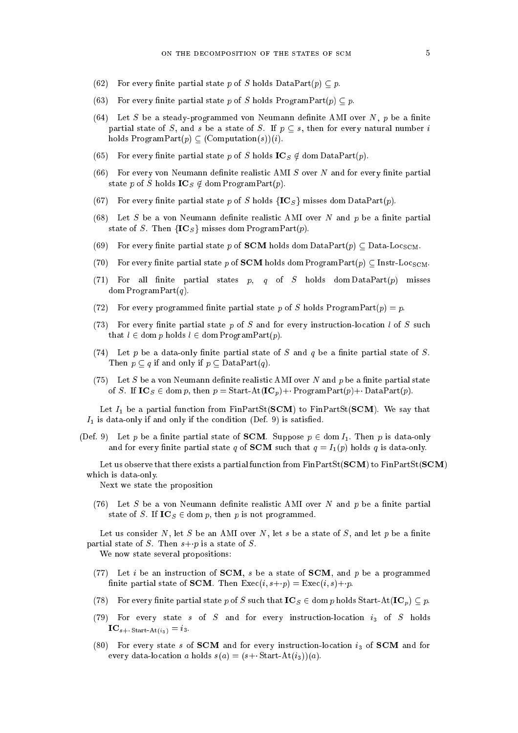(62) For every finite partial state $p$ of $S$ holds $\mathrm{DataPart}(p) \subseteq p$.

(63) For every finite partial state $p$ of $S$ holds $\mathrm{ProgramPart}(p) \subseteq p$.

(64) Let $S$ be a steady-programmed von Neumann definite AMI over $N$, $p$ be a finite partial state of $S$, and $s$ be a state of $S$. If $p \subseteq s$, then for every natural number $i$ holds $\mathrm{ProgramPart}(p) \subseteq (\mathrm{Computation}(s))(i)$.

(65) For every finite partial state $p$ of $S$ holds $\mathbf{IC}_S \notin \mathrm{dom}\,\mathrm{DataPart}(p)$.

(66) For every von Neumann definite realistic AMI $S$ over $N$ and for every finite partial state $p$ of $S$ holds $\mathbf{IC}_S \notin \mathrm{dom}\,\mathrm{ProgramPart}(p)$.

(67) For every finite partial state $p$ of $S$ holds $\{\mathbf{IC}_S\}$ misses $\mathrm{dom}\,\mathrm{DataPart}(p)$.

(68) Let $S$ be a von Neumann definite realistic AMI over $N$ and $p$ be a finite partial state of $S$. Then $\{\mathbf{IC}_S\}$ misses $\mathrm{dom}\,\mathrm{ProgramPart}(p)$.

(69) For every finite partial state $p$ of **SCM** holds $\mathrm{dom}\,\mathrm{DataPart}(p) \subseteq \text{Data-Loc}_{\mathrm{SCM}}$.

(70) For every finite partial state $p$ of **SCM** holds $\mathrm{dom}\,\mathrm{ProgramPart}(p) \subseteq \text{Instr-Loc}_{\mathrm{SCM}}$.

(71) For all finite partial states $p$, $q$ of $S$ holds $\mathrm{dom}\,\mathrm{DataPart}(p)$ misses $\mathrm{dom}\,\mathrm{ProgramPart}(q)$.

(72) For every programmed finite partial state $p$ of $S$ holds $\mathrm{ProgramPart}(p) = p$.

(73) For every finite partial state $p$ of $S$ and for every instruction-location $l$ of $S$ such that $l \in \mathrm{dom}\,p$ holds $l \in \mathrm{dom}\,\mathrm{ProgramPart}(p)$.

(74) Let $p$ be a data-only finite partial state of $S$ and $q$ be a finite partial state of $S$. Then $p \subseteq q$ if and only if $p \subseteq \mathrm{DataPart}(q)$.

(75) Let $S$ be a von Neumann definite realistic AMI over $N$ and $p$ be a finite partial state of $S$. If $\mathbf{IC}_S \in \mathrm{dom}\,p$, then $p = \text{Start-At}(\mathbf{IC}_p) +\cdot \mathrm{ProgramPart}(p) +\cdot \mathrm{DataPart}(p)$.

Let $I_1$ be a partial function from FinPartSt(**SCM**) to FinPartSt(**SCM**). We say that $I_1$ is data-only if and only if the condition (Def. 9) is satisfied.

(Def. 9) Let $p$ be a finite partial state of **SCM**. Suppose $p \in \mathrm{dom}\,I_1$. Then $p$ is data-only and for every finite partial state $q$ of **SCM** such that $q = I_1(p)$ holds $q$ is data-only.

Let us observe that there exists a partial function from FinPartSt(**SCM**) to FinPartSt(**SCM**) which is data-only.

Next we state the proposition

(76) Let $S$ be a von Neumann definite realistic AMI over $N$ and $p$ be a finite partial state of $S$. If $\mathbf{IC}_S \in \mathrm{dom}\,p$, then $p$ is not programmed.

Let us consider $N$, let $S$ be an AMI over $N$, let $s$ be a state of $S$, and let $p$ be a finite partial state of $S$. Then $s +\cdot p$ is a state of $S$.

We now state several propositions:

(77) Let $i$ be an instruction of **SCM**, $s$ be a state of **SCM**, and $p$ be a programmed finite partial state of **SCM**. Then $\mathrm{Exec}(i, s +\cdot p) = \mathrm{Exec}(i, s) +\cdot p$.

(78) For every finite partial state $p$ of $S$ such that $\mathbf{IC}_S \in \mathrm{dom}\,p$ holds $\text{Start-At}(\mathbf{IC}_p) \subseteq p$.

(79) For every state $s$ of $S$ and for every instruction-location $i_3$ of $S$ holds $\mathbf{IC}_{s +\cdot \text{Start-At}(i_3)} = i_3$.

(80) For every state $s$ of **SCM** and for every instruction-location $i_3$ of **SCM** and for every data-location $a$ holds $s(a) = (s +\cdot \text{Start-At}(i_3))(a)$.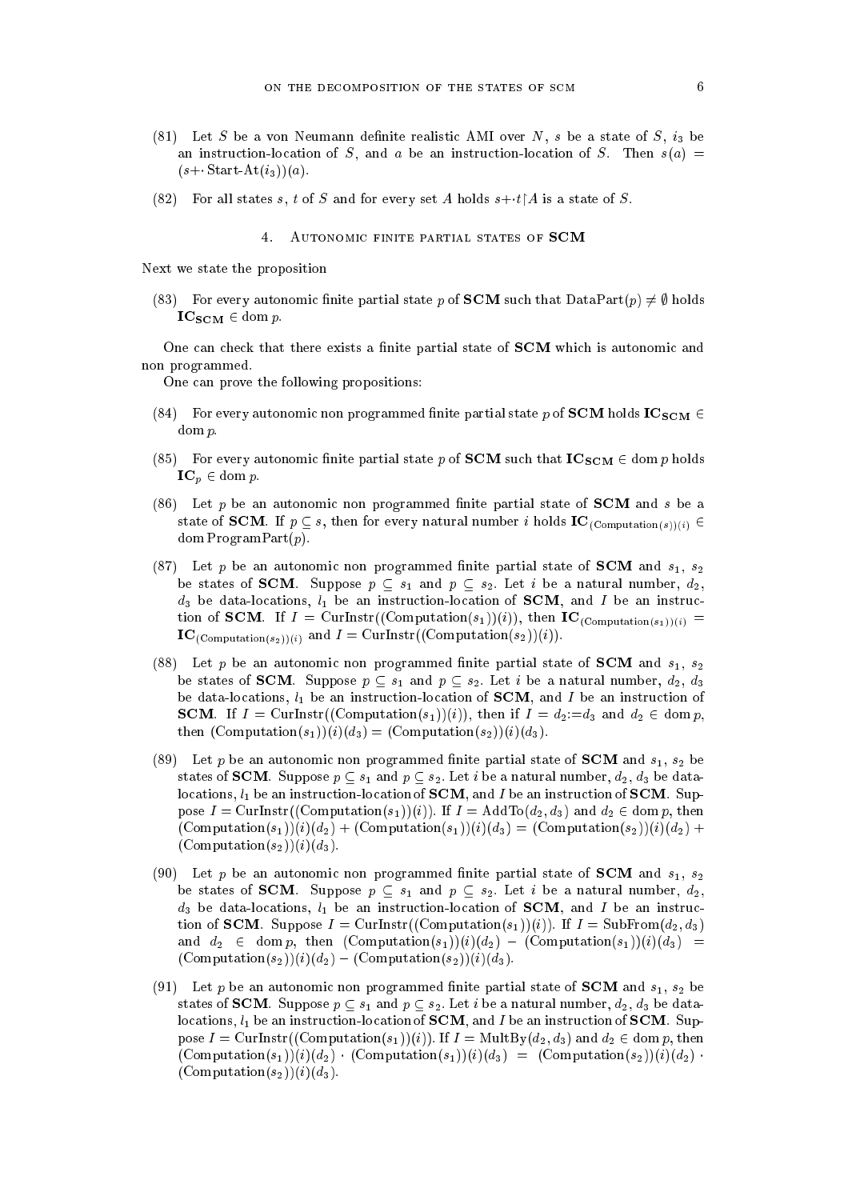(81) Let $S$ be a von Neumann definite realistic AMI over $N$, $s$ be a state of $S$, $i_3$ be an instruction-location of $S$, and $a$ be an instruction-location of $S$. Then $s(a) = (s{+}\cdot\,\text{Start-At}(i_3))(a)$.

(82) For all states $s$, $t$ of $S$ and for every set $A$ holds $s{+}\cdot\, t{\upharpoonright}A$ is a state of $S$.

## 4. Autonomic finite partial states of SCM

Next we state the proposition

(83) For every autonomic finite partial state $p$ of **SCM** such that $\text{DataPart}(p) \neq \emptyset$ holds $\mathbf{IC}_{\mathbf{SCM}} \in \text{dom}\, p$.

One can check that there exists a finite partial state of **SCM** which is autonomic and non programmed.

One can prove the following propositions:

(84) For every autonomic non programmed finite partial state $p$ of **SCM** holds $\mathbf{IC}_{\mathbf{SCM}} \in \text{dom}\, p$.

(85) For every autonomic finite partial state $p$ of **SCM** such that $\mathbf{IC}_{\mathbf{SCM}} \in \text{dom}\, p$ holds $\mathbf{IC}_p \in \text{dom}\, p$.

(86) Let $p$ be an autonomic non programmed finite partial state of **SCM** and $s$ be a state of **SCM**. If $p \subseteq s$, then for every natural number $i$ holds $\mathbf{IC}_{(\text{Computation}(s))(i)} \in \text{dom}\,\text{ProgramPart}(p)$.

(87) Let $p$ be an autonomic non programmed finite partial state of **SCM** and $s_1$, $s_2$ be states of **SCM**. Suppose $p \subseteq s_1$ and $p \subseteq s_2$. Let $i$ be a natural number, $d_2$, $d_3$ be data-locations, $l_1$ be an instruction-location of **SCM**, and $I$ be an instruction of **SCM**. If $I = \text{CurInstr}((\text{Computation}(s_1))(i))$, then $\mathbf{IC}_{(\text{Computation}(s_1))(i)} = \mathbf{IC}_{(\text{Computation}(s_2))(i)}$ and $I = \text{CurInstr}((\text{Computation}(s_2))(i))$.

(88) Let $p$ be an autonomic non programmed finite partial state of **SCM** and $s_1$, $s_2$ be states of **SCM**. Suppose $p \subseteq s_1$ and $p \subseteq s_2$. Let $i$ be a natural number, $d_2$, $d_3$ be data-locations, $l_1$ be an instruction-location of **SCM**, and $I$ be an instruction of **SCM**. If $I = \text{CurInstr}((\text{Computation}(s_1))(i))$, then if $I = d_2{:=}d_3$ and $d_2 \in \text{dom}\, p$, then $(\text{Computation}(s_1))(i)(d_3) = (\text{Computation}(s_2))(i)(d_3)$.

(89) Let $p$ be an autonomic non programmed finite partial state of **SCM** and $s_1$, $s_2$ be states of **SCM**. Suppose $p \subseteq s_1$ and $p \subseteq s_2$. Let $i$ be a natural number, $d_2$, $d_3$ be data-locations, $l_1$ be an instruction-location of **SCM**, and $I$ be an instruction of **SCM**. Suppose $I = \text{CurInstr}((\text{Computation}(s_1))(i))$. If $I = \text{AddTo}(d_2, d_3)$ and $d_2 \in \text{dom}\, p$, then $(\text{Computation}(s_1))(i)(d_2) + (\text{Computation}(s_1))(i)(d_3) = (\text{Computation}(s_2))(i)(d_2) + (\text{Computation}(s_2))(i)(d_3)$.

(90) Let $p$ be an autonomic non programmed finite partial state of **SCM** and $s_1$, $s_2$ be states of **SCM**. Suppose $p \subseteq s_1$ and $p \subseteq s_2$. Let $i$ be a natural number, $d_2$, $d_3$ be data-locations, $l_1$ be an instruction-location of **SCM**, and $I$ be an instruction of **SCM**. Suppose $I = \text{CurInstr}((\text{Computation}(s_1))(i))$. If $I = \text{SubFrom}(d_2, d_3)$ and $d_2 \in \text{dom}\, p$, then $(\text{Computation}(s_1))(i)(d_2) - (\text{Computation}(s_1))(i)(d_3) = (\text{Computation}(s_2))(i)(d_2) - (\text{Computation}(s_2))(i)(d_3)$.

(91) Let $p$ be an autonomic non programmed finite partial state of **SCM** and $s_1$, $s_2$ be states of **SCM**. Suppose $p \subseteq s_1$ and $p \subseteq s_2$. Let $i$ be a natural number, $d_2$, $d_3$ be data-locations, $l_1$ be an instruction-location of **SCM**, and $I$ be an instruction of **SCM**. Suppose $I = \text{CurInstr}((\text{Computation}(s_1))(i))$. If $I = \text{MultBy}(d_2, d_3)$ and $d_2 \in \text{dom}\, p$, then $(\text{Computation}(s_1))(i)(d_2) \cdot (\text{Computation}(s_1))(i)(d_3) = (\text{Computation}(s_2))(i)(d_2) \cdot (\text{Computation}(s_2))(i)(d_3)$.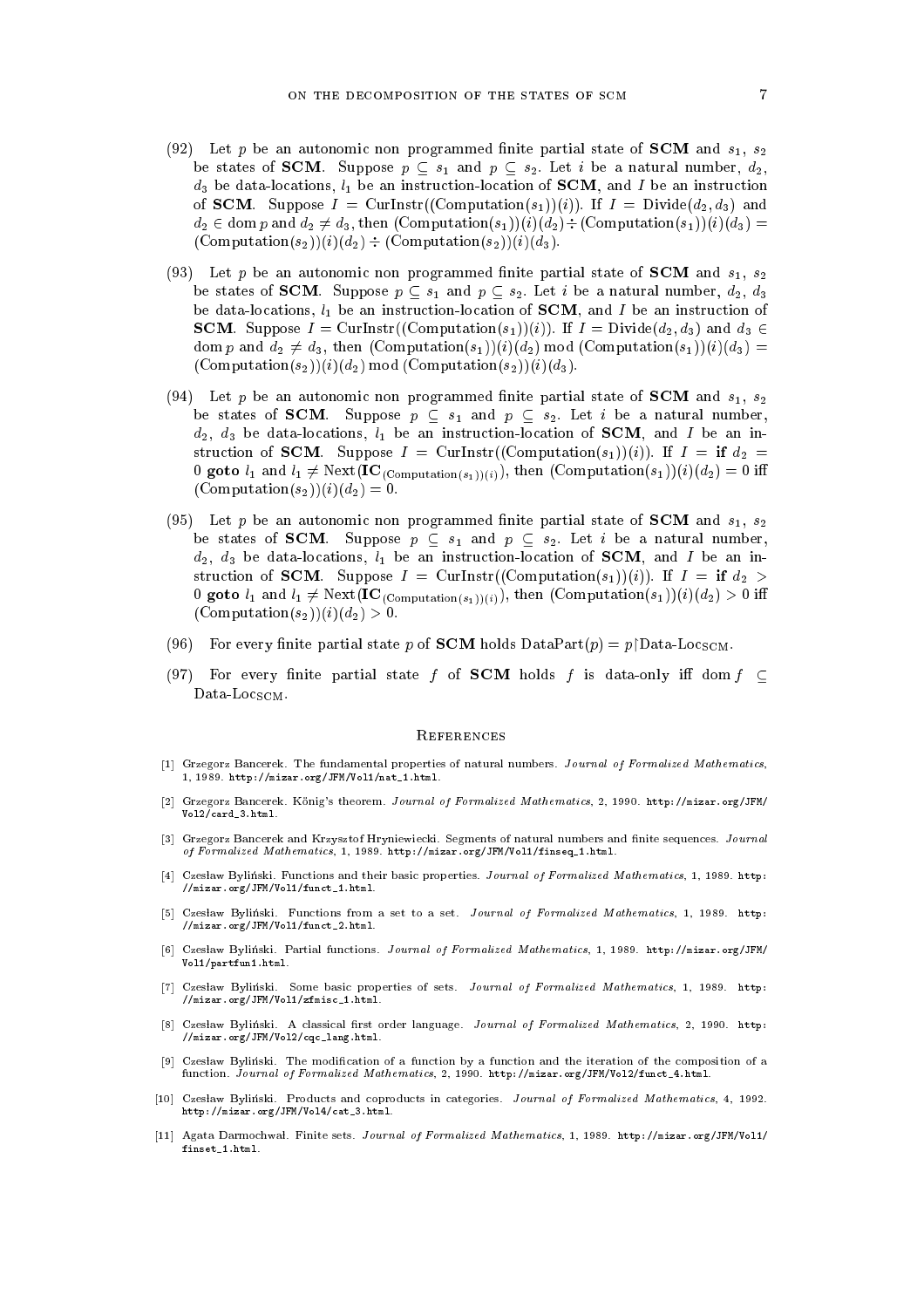(92) Let $p$ be an autonomic non programmed finite partial state of **SCM** and $s_1$, $s_2$ be states of **SCM**. Suppose $p \subseteq s_1$ and $p \subseteq s_2$. Let $i$ be a natural number, $d_2$, $d_3$ be data-locations, $l_1$ be an instruction-location of **SCM**, and $I$ be an instruction of **SCM**. Suppose $I = \mathrm{CurInstr}((\mathrm{Computation}(s_1))(i))$. If $I = \mathrm{Divide}(d_2, d_3)$ and $d_2 \in \mathrm{dom}\, p$ and $d_2 \neq d_3$, then $(\mathrm{Computation}(s_1))(i)(d_2) \div (\mathrm{Computation}(s_1))(i)(d_3) = (\mathrm{Computation}(s_2))(i)(d_2) \div (\mathrm{Computation}(s_2))(i)(d_3)$.

(93) Let $p$ be an autonomic non programmed finite partial state of **SCM** and $s_1$, $s_2$ be states of **SCM**. Suppose $p \subseteq s_1$ and $p \subseteq s_2$. Let $i$ be a natural number, $d_2$, $d_3$ be data-locations, $l_1$ be an instruction-location of **SCM**, and $I$ be an instruction of **SCM**. Suppose $I = \mathrm{CurInstr}((\mathrm{Computation}(s_1))(i))$. If $I = \mathrm{Divide}(d_2, d_3)$ and $d_3 \in \mathrm{dom}\, p$ and $d_2 \neq d_3$, then $(\mathrm{Computation}(s_1))(i)(d_2) \bmod (\mathrm{Computation}(s_1))(i)(d_3) = (\mathrm{Computation}(s_2))(i)(d_2) \bmod (\mathrm{Computation}(s_2))(i)(d_3)$.

(94) Let $p$ be an autonomic non programmed finite partial state of **SCM** and $s_1$, $s_2$ be states of **SCM**. Suppose $p \subseteq s_1$ and $p \subseteq s_2$. Let $i$ be a natural number, $d_2$, $d_3$ be data-locations, $l_1$ be an instruction-location of **SCM**, and $I$ be an instruction of **SCM**. Suppose $I = \mathrm{CurInstr}((\mathrm{Computation}(s_1))(i))$. If $I = \textbf{if } d_2 = 0 \textbf{ goto } l_1$ and $l_1 \neq \mathrm{Next}(\mathbf{IC}_{(\mathrm{Computation}(s_1))(i)})$, then $(\mathrm{Computation}(s_1))(i)(d_2) = 0$ iff $(\mathrm{Computation}(s_2))(i)(d_2) = 0$.

(95) Let $p$ be an autonomic non programmed finite partial state of **SCM** and $s_1$, $s_2$ be states of **SCM**. Suppose $p \subseteq s_1$ and $p \subseteq s_2$. Let $i$ be a natural number, $d_2$, $d_3$ be data-locations, $l_1$ be an instruction-location of **SCM**, and $I$ be an instruction of **SCM**. Suppose $I = \mathrm{CurInstr}((\mathrm{Computation}(s_1))(i))$. If $I = \textbf{if } d_2 > 0 \textbf{ goto } l_1$ and $l_1 \neq \mathrm{Next}(\mathbf{IC}_{(\mathrm{Computation}(s_1))(i)})$, then $(\mathrm{Computation}(s_1))(i)(d_2) > 0$ iff $(\mathrm{Computation}(s_2))(i)(d_2) > 0$.

(96) For every finite partial state $p$ of **SCM** holds $\mathrm{DataPart}(p) = p{\restriction}\mathrm{Data\text{-}Loc}_{\mathbf{SCM}}$.

(97) For every finite partial state $f$ of **SCM** holds $f$ is data-only iff $\mathrm{dom}\, f \subseteq \mathrm{Data\text{-}Loc}_{\mathbf{SCM}}$.

## References

[1] Grzegorz Bancerek. The fundamental properties of natural numbers. *Journal of Formalized Mathematics*, 1, 1989. http://mizar.org/JFM/Vol1/nat_1.html.

[2] Grzegorz Bancerek. König's theorem. *Journal of Formalized Mathematics*, 2, 1990. http://mizar.org/JFM/Vol2/card_3.html.

[3] Grzegorz Bancerek and Krzysztof Hryniewiecki. Segments of natural numbers and finite sequences. *Journal of Formalized Mathematics*, 1, 1989. http://mizar.org/JFM/Vol1/finseq_1.html.

[4] Czesław Byliński. Functions and their basic properties. *Journal of Formalized Mathematics*, 1, 1989. http://mizar.org/JFM/Vol1/funct_1.html.

[5] Czesław Byliński. Functions from a set to a set. *Journal of Formalized Mathematics*, 1, 1989. http://mizar.org/JFM/Vol1/funct_2.html.

[6] Czesław Byliński. Partial functions. *Journal of Formalized Mathematics*, 1, 1989. http://mizar.org/JFM/Vol1/partfun1.html.

[7] Czesław Byliński. Some basic properties of sets. *Journal of Formalized Mathematics*, 1, 1989. http://mizar.org/JFM/Vol1/zfmisc_1.html.

[8] Czesław Byliński. A classical first order language. *Journal of Formalized Mathematics*, 2, 1990. http://mizar.org/JFM/Vol2/cqc_lang.html.

[9] Czesław Byliński. The modification of a function by a function and the iteration of the composition of a function. *Journal of Formalized Mathematics*, 2, 1990. http://mizar.org/JFM/Vol2/funct_4.html.

[10] Czesław Byliński. Products and coproducts in categories. *Journal of Formalized Mathematics*, 4, 1992. http://mizar.org/JFM/Vol4/cat_3.html.

[11] Agata Darmochwał. Finite sets. *Journal of Formalized Mathematics*, 1, 1989. http://mizar.org/JFM/Vol1/finset_1.html.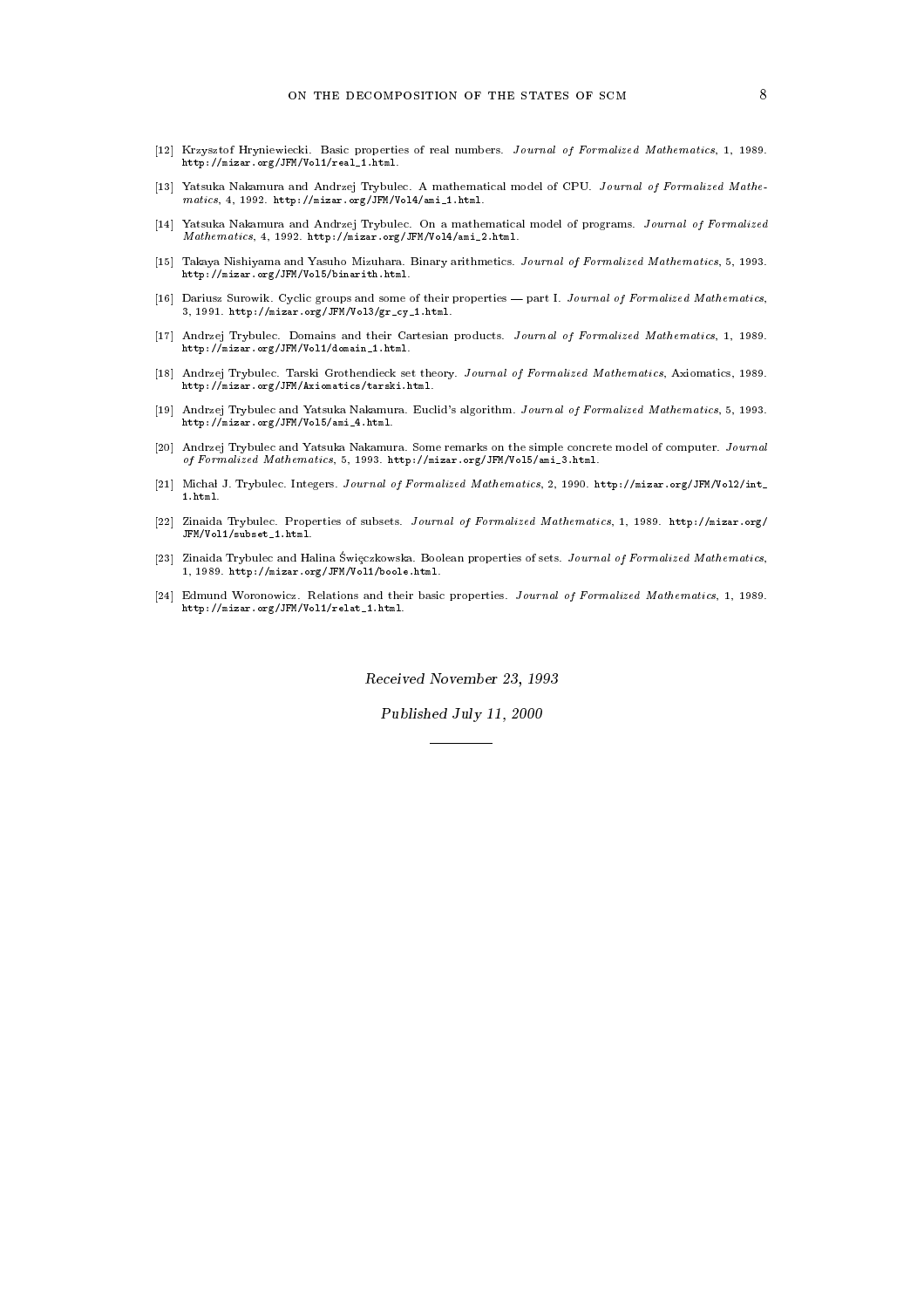[12] Krzysztof Hryniewiecki. Basic properties of real numbers. *Journal of Formalized Mathematics*, 1, 1989. http://mizar.org/JFM/Vol1/real_1.html.

[13] Yatsuka Nakamura and Andrzej Trybulec. A mathematical model of CPU. *Journal of Formalized Mathematics*, 4, 1992. http://mizar.org/JFM/Vol4/ami_1.html.

[14] Yatsuka Nakamura and Andrzej Trybulec. On a mathematical model of programs. *Journal of Formalized Mathematics*, 4, 1992. http://mizar.org/JFM/Vol4/ami_2.html.

[15] Takaya Nishiyama and Yasuho Mizuhara. Binary arithmetics. *Journal of Formalized Mathematics*, 5, 1993. http://mizar.org/JFM/Vol5/binarith.html.

[16] Dariusz Surowik. Cyclic groups and some of their properties — part I. *Journal of Formalized Mathematics*, 3, 1991. http://mizar.org/JFM/Vol3/gr_cy_1.html.

[17] Andrzej Trybulec. Domains and their Cartesian products. *Journal of Formalized Mathematics*, 1, 1989. http://mizar.org/JFM/Vol1/domain_1.html.

[18] Andrzej Trybulec. Tarski Grothendieck set theory. *Journal of Formalized Mathematics*, Axiomatics, 1989. http://mizar.org/JFM/Axiomatics/tarski.html.

[19] Andrzej Trybulec and Yatsuka Nakamura. Euclid's algorithm. *Journal of Formalized Mathematics*, 5, 1993. http://mizar.org/JFM/Vol5/ami_4.html.

[20] Andrzej Trybulec and Yatsuka Nakamura. Some remarks on the simple concrete model of computer. *Journal of Formalized Mathematics*, 5, 1993. http://mizar.org/JFM/Vol5/ami_3.html.

[21] Michał J. Trybulec. Integers. *Journal of Formalized Mathematics*, 2, 1990. http://mizar.org/JFM/Vol2/int_1.html.

[22] Zinaida Trybulec. Properties of subsets. *Journal of Formalized Mathematics*, 1, 1989. http://mizar.org/JFM/Vol1/subset_1.html.

[23] Zinaida Trybulec and Halina Święczkowska. Boolean properties of sets. *Journal of Formalized Mathematics*, 1, 1989. http://mizar.org/JFM/Vol1/boole.html.

[24] Edmund Woronowicz. Relations and their basic properties. *Journal of Formalized Mathematics*, 1, 1989. http://mizar.org/JFM/Vol1/relat_1.html.

*Received November 23, 1993*

*Published July 11, 2000*